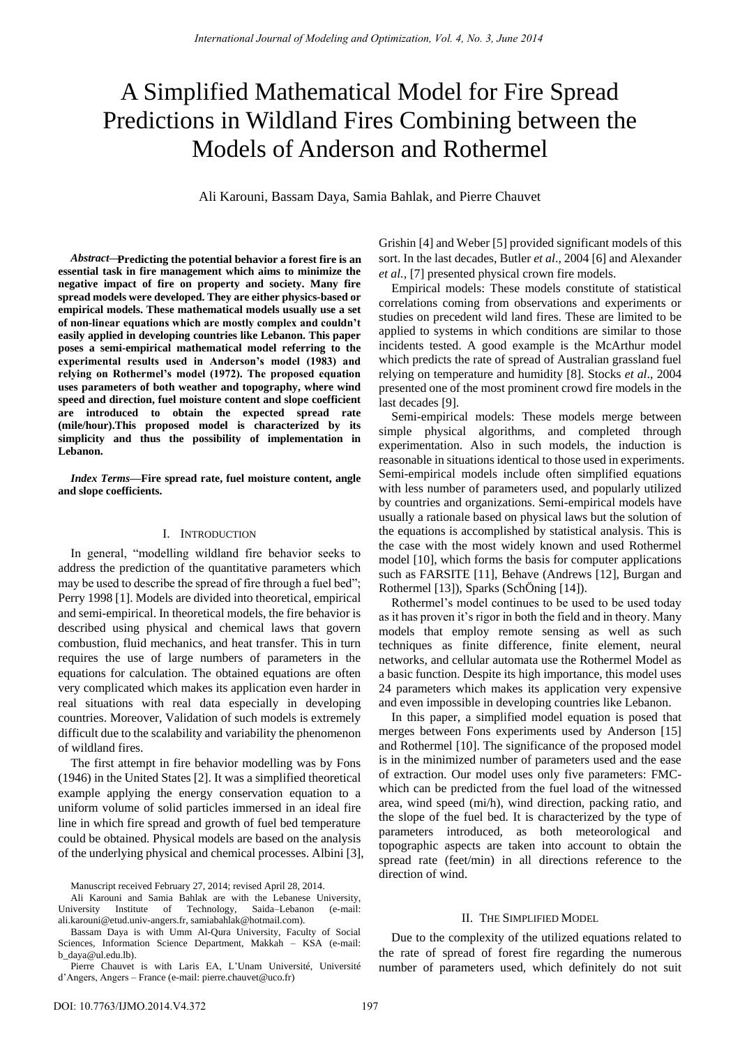# A Simplified Mathematical Model for Fire Spread Predictions in Wildland Fires Combining between the Models of Anderson and Rothermel

Ali Karouni, Bassam Daya, Samia Bahlak, and Pierre Chauvet

***Abstract*—Predicting the potential behavior a forest fire is an essential task in fire management which aims to minimize the negative impact of fire on property and society. Many fire spread models were developed. They are either physics-based or empirical models. These mathematical models usually use a set of non-linear equations which are mostly complex and couldn't easily applied in developing countries like Lebanon. This paper poses a semi-empirical mathematical model referring to the experimental results used in Anderson's model (1983) and relying on Rothermel's model (1972). The proposed equation uses parameters of both weather and topography, where wind speed and direction, fuel moisture content and slope coefficient are introduced to obtain the expected spread rate (mile/hour).This proposed model is characterized by its simplicity and thus the possibility of implementation in Lebanon.**

***Index Terms*—Fire spread rate, fuel moisture content, angle and slope coefficients.**

## I. Introduction

In general, "modelling wildland fire behavior seeks to address the prediction of the quantitative parameters which may be used to describe the spread of fire through a fuel bed"; Perry 1998 [1]. Models are divided into theoretical, empirical and semi-empirical. In theoretical models, the fire behavior is described using physical and chemical laws that govern combustion, fluid mechanics, and heat transfer. This in turn requires the use of large numbers of parameters in the equations for calculation. The obtained equations are often very complicated which makes its application even harder in real situations with real data especially in developing countries. Moreover, Validation of such models is extremely difficult due to the scalability and variability the phenomenon of wildland fires.

The first attempt in fire behavior modelling was by Fons (1946) in the United States [2]. It was a simplified theoretical example applying the energy conservation equation to a uniform volume of solid particles immersed in an ideal fire line in which fire spread and growth of fuel bed temperature could be obtained. Physical models are based on the analysis of the underlying physical and chemical processes. Albini [3], Grishin [4] and Weber [5] provided significant models of this sort. In the last decades, Butler *et al*., 2004 [6] and Alexander *et al.*, [7] presented physical crown fire models.

Empirical models: These models constitute of statistical correlations coming from observations and experiments or studies on precedent wild land fires. These are limited to be applied to systems in which conditions are similar to those incidents tested. A good example is the McArthur model which predicts the rate of spread of Australian grassland fuel relying on temperature and humidity [8]. Stocks *et al*., 2004 presented one of the most prominent crowd fire models in the last decades [9].

Semi-empirical models: These models merge between simple physical algorithms, and completed through experimentation. Also in such models, the induction is reasonable in situations identical to those used in experiments. Semi-empirical models include often simplified equations with less number of parameters used, and popularly utilized by countries and organizations. Semi-empirical models have usually a rationale based on physical laws but the solution of the equations is accomplished by statistical analysis. This is the case with the most widely known and used Rothermel model [10], which forms the basis for computer applications such as FARSITE [11], Behave (Andrews [12], Burgan and Rothermel [13]), Sparks (SchÖning [14]).

Rothermel's model continues to be used to be used today as it has proven it's rigor in both the field and in theory. Many models that employ remote sensing as well as such techniques as finite difference, finite element, neural networks, and cellular automata use the Rothermel Model as a basic function. Despite its high importance, this model uses 24 parameters which makes its application very expensive and even impossible in developing countries like Lebanon.

In this paper, a simplified model equation is posed that merges between Fons experiments used by Anderson [15] and Rothermel [10]. The significance of the proposed model is in the minimized number of parameters used and the ease of extraction. Our model uses only five parameters: FMC- which can be predicted from the fuel load of the witnessed area, wind speed (mi/h), wind direction, packing ratio, and the slope of the fuel bed. It is characterized by the type of parameters introduced, as both meteorological and topographic aspects are taken into account to obtain the spread rate (feet/min) in all directions reference to the direction of wind.

## II. The Simplified Model

Due to the complexity of the utilized equations related to the rate of spread of forest fire regarding the numerous number of parameters used, which definitely do not suit

Manuscript received February 27, 2014; revised April 28, 2014.

Ali Karouni and Samia Bahlak are with the Lebanese University, University Institute of Technology, Saida–Lebanon (e-mail: ali.karouni@etud.univ-angers.fr, samiabahlak@hotmail.com).

Bassam Daya is with Umm Al-Qura University, Faculty of Social Sciences, Information Science Department, Makkah – KSA (e-mail: b_daya@ul.edu.lb).

Pierre Chauvet is with Laris EA, L'Unam Université, Université d'Angers, Angers – France (e-mail: pierre.chauvet@uco.fr)

DOI: 10.7763/IJMO.2014.V4.372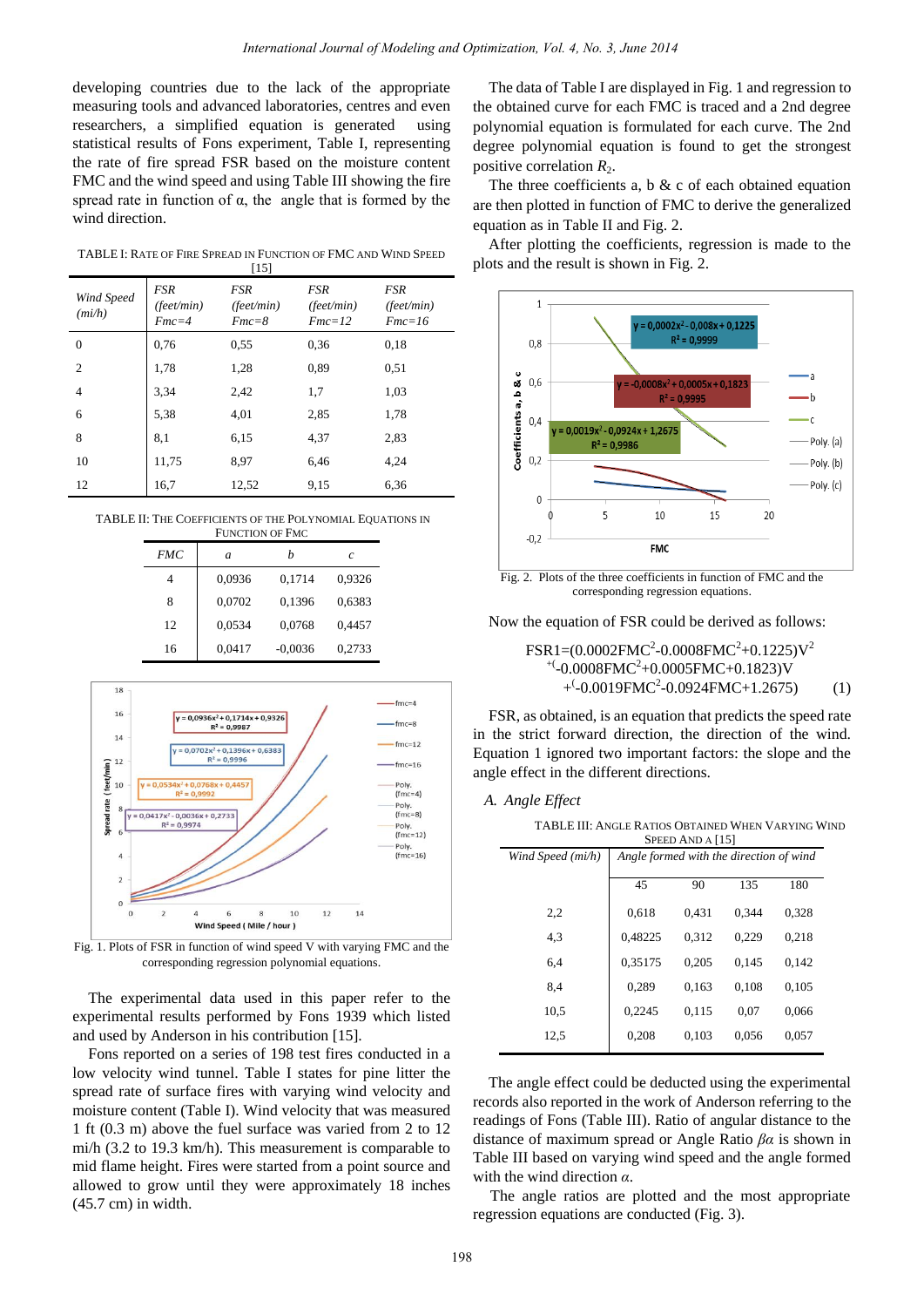developing countries due to the lack of the appropriate measuring tools and advanced laboratories, centres and even researchers, a simplified equation is generated using statistical results of Fons experiment, Table I, representing the rate of fire spread FSR based on the moisture content FMC and the wind speed and using Table III showing the fire spread rate in function of α, the angle that is formed by the wind direction.

TABLE I: RATE OF FIRE SPREAD IN FUNCTION OF FMC AND WIND SPEED [15]

| *Wind Speed (mi/h)* | *FSR (feet/min) Fmc=4* | *FSR (feet/min) Fmc=8* | *FSR (feet/min) Fmc=12* | *FSR (feet/min) Fmc=16* |
|---|---|---|---|---|
| 0 | 0,76 | 0,55 | 0,36 | 0,18 |
| 2 | 1,78 | 1,28 | 0,89 | 0,51 |
| 4 | 3,34 | 2,42 | 1,7 | 1,03 |
| 6 | 5,38 | 4,01 | 2,85 | 1,78 |
| 8 | 8,1 | 6,15 | 4,37 | 2,83 |
| 10 | 11,75 | 8,97 | 6,46 | 4,24 |
| 12 | 16,7 | 12,52 | 9,15 | 6,36 |

TABLE II: THE COEFFICIENTS OF THE POLYNOMIAL EQUATIONS IN FUNCTION OF FMC

| *FMC* | *a* | *b* | *c* |
|---|---|---|---|
| 4 | 0,0936 | 0,1714 | 0,9326 |
| 8 | 0,0702 | 0,1396 | 0,6383 |
| 12 | 0,0534 | 0,0768 | 0,4457 |
| 16 | 0,0417 | -0,0036 | 0,2733 |

Fig. 1. Plots of FSR in function of wind speed V with varying FMC and the corresponding regression polynomial equations.

The experimental data used in this paper refer to the experimental results performed by Fons 1939 which listed and used by Anderson in his contribution [15].

Fons reported on a series of 198 test fires conducted in a low velocity wind tunnel. Table I states for pine litter the spread rate of surface fires with varying wind velocity and moisture content (Table I). Wind velocity that was measured 1 ft (0.3 m) above the fuel surface was varied from 2 to 12 mi/h (3.2 to 19.3 km/h). This measurement is comparable to mid flame height. Fires were started from a point source and allowed to grow until they were approximately 18 inches (45.7 cm) in width.

The data of Table I are displayed in Fig. 1 and regression to the obtained curve for each FMC is traced and a 2nd degree polynomial equation is formulated for each curve. The 2nd degree polynomial equation is found to get the strongest positive correlation $R_2$.

The three coefficients a, b & c of each obtained equation are then plotted in function of FMC to derive the generalized equation as in Table II and Fig. 2.

After plotting the coefficients, regression is made to the plots and the result is shown in Fig. 2.

Fig. 2. Plots of the three coefficients in function of FMC and the corresponding regression equations.

Now the equation of FSR could be derived as follows:

$$FSR1=(0.0002FMC^2-0.0008FMC^2+0.1225)V^2 +(-0.0008FMC^2+0.0005FMC+0.1823)V +(-0.0019FMC^2-0.0924FMC+1.2675) \quad (1)$$

FSR, as obtained, is an equation that predicts the speed rate in the strict forward direction, the direction of the wind. Equation 1 ignored two important factors: the slope and the angle effect in the different directions.

### A. Angle Effect

TABLE III: ANGLE RATIOS OBTAINED WHEN VARYING WIND SPEED AND A [15]

| *Wind Speed (mi/h)* | *Angle formed with the direction of wind* | | | |
|---|---|---|---|---|
| | 45 | 90 | 135 | 180 |
| 2,2 | 0,618 | 0,431 | 0,344 | 0,328 |
| 4,3 | 0,48225 | 0,312 | 0,229 | 0,218 |
| 6,4 | 0,35175 | 0,205 | 0,145 | 0,142 |
| 8,4 | 0,289 | 0,163 | 0,108 | 0,105 |
| 10,5 | 0,2245 | 0,115 | 0,07 | 0,066 |
| 12,5 | 0,208 | 0,103 | 0,056 | 0,057 |

The angle effect could be deducted using the experimental records also reported in the work of Anderson referring to the readings of Fons (Table III). Ratio of angular distance to the distance of maximum spread or Angle Ratio $\beta\alpha$ is shown in Table III based on varying wind speed and the angle formed with the wind direction $\alpha$.

The angle ratios are plotted and the most appropriate regression equations are conducted (Fig. 3).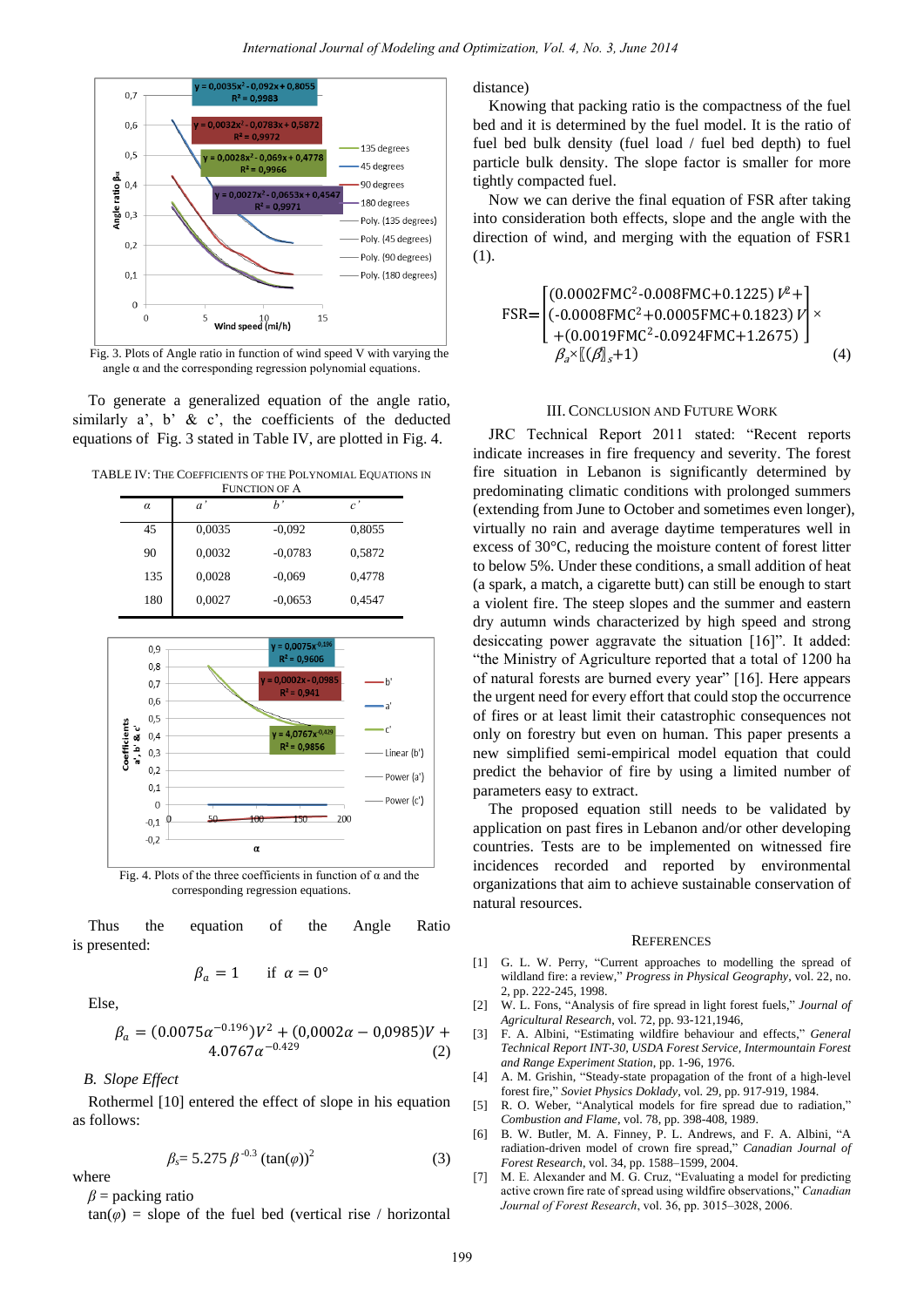Fig. 3. Plots of Angle ratio in function of wind speed V with varying the angle α and the corresponding regression polynomial equations.

To generate a generalized equation of the angle ratio, similarly a', b' & c', the coefficients of the deducted equations of Fig. 3 stated in Table IV, are plotted in Fig. 4.

TABLE IV: THE COEFFICIENTS OF THE POLYNOMIAL EQUATIONS IN FUNCTION OF Α

| α | a' | b' | c' |
|---|---|---|---|
| 45 | 0,0035 | -0,092 | 0,8055 |
| 90 | 0,0032 | -0,0783 | 0,5872 |
| 135 | 0,0028 | -0,069 | 0,4778 |
| 180 | 0,0027 | -0,0653 | 0,4547 |

Fig. 4. Plots of the three coefficients in function of α and the corresponding regression equations.

Thus the equation of the Angle Ratio is presented:

$$\beta_a = 1 \quad \text{if } \alpha = 0°$$

Else,

$$\beta_a = (0.0075\alpha^{-0.196})V^2 + (0{,}0002\alpha - 0{,}0985)V + 4.0767\alpha^{-0.429} \qquad (2)$$

### B. Slope Effect

Rothermel [10] entered the effect of slope in his equation as follows:

$$\beta_s = 5.275\,\beta^{-0.3}\,(\tan(\varphi))^2 \qquad (3)$$

where

$\beta$ = packing ratio

$\tan(\varphi)$ = slope of the fuel bed (vertical rise / horizontal distance)

Knowing that packing ratio is the compactness of the fuel bed and it is determined by the fuel model. It is the ratio of fuel bed bulk density (fuel load / fuel bed depth) to fuel particle bulk density. The slope factor is smaller for more tightly compacted fuel.

Now we can derive the final equation of FSR after taking into consideration both effects, slope and the angle with the direction of wind, and merging with the equation of FSR1 (1).

$$FSR = \begin{bmatrix} (0.0002FMC^2 - 0.008FMC + 0.1225)\,V^2 + \\ (-0.0008FMC^2 + 0.0005FMC + 0.1823)\,V \\ +(0.0019FMC^2 - 0.0924FMC + 1.2675) \end{bmatrix} \times \beta_a \times [(\beta]_s + 1) \qquad (4)$$

## III. CONCLUSION AND FUTURE WORK

JRC Technical Report 2011 stated: "Recent reports indicate increases in fire frequency and severity. The forest fire situation in Lebanon is significantly determined by predominating climatic conditions with prolonged summers (extending from June to October and sometimes even longer), virtually no rain and average daytime temperatures well in excess of 30°C, reducing the moisture content of forest litter to below 5%. Under these conditions, a small addition of heat (a spark, a match, a cigarette butt) can still be enough to start a violent fire. The steep slopes and the summer and eastern dry autumn winds characterized by high speed and strong desiccating power aggravate the situation [16]". It added: "the Ministry of Agriculture reported that a total of 1200 ha of natural forests are burned every year" [16]. Here appears the urgent need for every effort that could stop the occurrence of fires or at least limit their catastrophic consequences not only on forestry but even on human. This paper presents a new simplified semi-empirical model equation that could predict the behavior of fire by using a limited number of parameters easy to extract.

The proposed equation still needs to be validated by application on past fires in Lebanon and/or other developing countries. Tests are to be implemented on witnessed fire incidences recorded and reported by environmental organizations that aim to achieve sustainable conservation of natural resources.

## REFERENCES

[1] G. L. W. Perry, "Current approaches to modelling the spread of wildland fire: a review," *Progress in Physical Geography*, vol. 22, no. 2, pp. 222-245, 1998.

[2] W. L. Fons, "Analysis of fire spread in light forest fuels," *Journal of Agricultural Research*, vol. 72, pp. 93-121,1946,

[3] F. A. Albini, "Estimating wildfire behaviour and effects," *General Technical Report INT-30, USDA Forest Service, Intermountain Forest and Range Experiment Station*, pp. 1-96, 1976.

[4] A. M. Grishin, "Steady-state propagation of the front of a high-level forest fire," *Soviet Physics Doklady*, vol. 29, pp. 917-919, 1984.

[5] R. O. Weber, "Analytical models for fire spread due to radiation," *Combustion and Flame*, vol. 78, pp. 398-408, 1989.

[6] B. W. Butler, M. A. Finney, P. L. Andrews, and F. A. Albini, "A radiation-driven model of crown fire spread," *Canadian Journal of Forest Research*, vol. 34, pp. 1588–1599, 2004.

[7] M. E. Alexander and M. G. Cruz, "Evaluating a model for predicting active crown fire rate of spread using wildfire observations," *Canadian Journal of Forest Research*, vol. 36, pp. 3015–3028, 2006.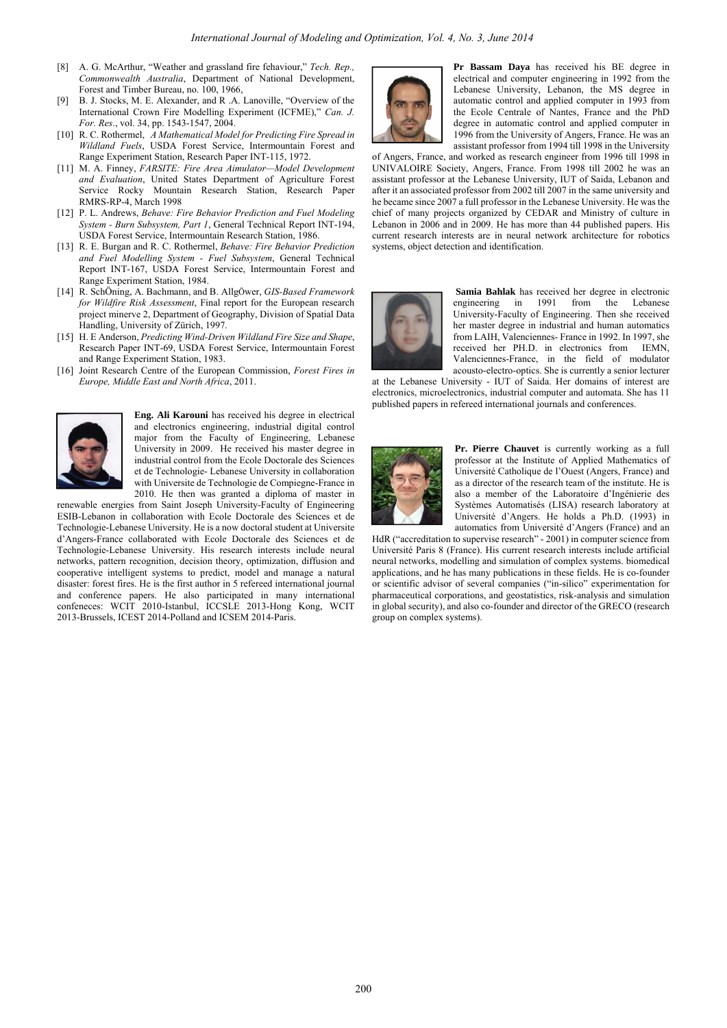[8] A. G. McArthur, "Weather and grassland fire fehaviour," *Tech. Rep., Commonwealth Australia*, Department of National Development, Forest and Timber Bureau, no. 100, 1966,

[9] B. J. Stocks, M. E. Alexander, and R .A. Lanoville, "Overview of the International Crown Fire Modelling Experiment (ICFME)," *Can. J. For. Res.*, vol. 34, pp. 1543-1547, 2004.

[10] R. C. Rothermel, *A Mathematical Model for Predicting Fire Spread in Wildland Fuels*, USDA Forest Service, Intermountain Forest and Range Experiment Station, Research Paper INT-115, 1972.

[11] M. A. Finney, *FARSITE: Fire Area Aimulator—Model Development and Evaluation*, United States Department of Agriculture Forest Service Rocky Mountain Research Station, Research Paper RMRS-RP-4, March 1998

[12] P. L. Andrews, *Behave: Fire Behavior Prediction and Fuel Modeling System - Burn Subsystem, Part 1*, General Technical Report INT-194, USDA Forest Service, Intermountain Research Station, 1986.

[13] R. E. Burgan and R. C. Rothermel, *Behave: Fire Behavior Prediction and Fuel Modelling System - Fuel Subsystem*, General Technical Report INT-167, USDA Forest Service, Intermountain Forest and Range Experiment Station, 1984.

[14] R. SchÖning, A. Bachmann, and B. AllgÖwer, *GIS-Based Framework for Wildfire Risk Assessment*, Final report for the European research project minerve 2, Department of Geography, Division of Spatial Data Handling, University of Zürich, 1997.

[15] H. E Anderson, *Predicting Wind-Driven Wildland Fire Size and Shape*, Research Paper INT-69, USDA Forest Service, Intermountain Forest and Range Experiment Station, 1983.

[16] Joint Research Centre of the European Commission, *Forest Fires in Europe, Middle East and North Africa*, 2011.

**Eng. Ali Karouni** has received his degree in electrical and electronics engineering, industrial digital control major from the Faculty of Engineering, Lebanese University in 2009. He received his master degree in industrial control from the Ecole Doctorale des Sciences et de Technologie- Lebanese University in collaboration with Universite de Technologie de Compiegne-France in 2010. He then was granted a diploma of master in renewable energies from Saint Joseph University-Faculty of Engineering ESIB-Lebanon in collaboration with Ecole Doctorale des Sciences et de Technologie-Lebanese University. He is a now doctoral student at Universite d'Angers-France collaborated with Ecole Doctorale des Sciences et de Technologie-Lebanese University. His research interests include neural networks, pattern recognition, decision theory, optimization, diffusion and cooperative intelligent systems to predict, model and manage a natural disaster: forest fires. He is the first author in 5 refereed international journal and conference papers. He also participated in many international confeneces: WCIT 2010-Istanbul, ICCSLE 2013-Hong Kong, WCIT 2013-Brussels, ICEST 2014-Polland and ICSEM 2014-Paris.

**Pr Bassam Daya** has received his BE degree in electrical and computer engineering in 1992 from the Lebanese University, Lebanon, the MS degree in automatic control and applied computer in 1993 from the Ecole Centrale of Nantes, France and the PhD degree in automatic control and applied computer in 1996 from the University of Angers, France. He was an assistant professor from 1994 till 1998 in the University of Angers, France, and worked as research engineer from 1996 till 1998 in UNIVALOIRE Society, Angers, France. From 1998 till 2002 he was an assistant professor at the Lebanese University, IUT of Saida, Lebanon and after it an associated professor from 2002 till 2007 in the same university and he became since 2007 a full professor in the Lebanese University. He was the chief of many projects organized by CEDAR and Ministry of culture in Lebanon in 2006 and in 2009. He has more than 44 published papers. His current research interests are in neural network architecture for robotics systems, object detection and identification.

**Samia Bahlak** has received her degree in electronic engineering in 1991 from the Lebanese University-Faculty of Engineering. Then she received her master degree in industrial and human automatics from LAIH, Valenciennes- France in 1992. In 1997, she received her PH.D. in electronics from IEMN, Valenciennes-France, in the field of modulator acousto-electro-optics. She is currently a senior lecturer at the Lebanese University - IUT of Saida. Her domains of interest are electronics, microelectronics, industrial computer and automata. She has 11 published papers in refereed international journals and conferences.

**Pr. Pierre Chauvet** is currently working as a full professor at the Institute of Applied Mathematics of Université Catholique de l'Ouest (Angers, France) and as a director of the research team of the institute. He is also a member of the Laboratoire d'Ingénierie des Systèmes Automatisés (LISA) research laboratory at Université d'Angers. He holds a Ph.D. (1993) in automatics from Université d'Angers (France) and an HdR ("accreditation to supervise research" - 2001) in computer science from Université Paris 8 (France). His current research interests include artificial neural networks, modelling and simulation of complex systems. biomedical applications, and he has many publications in these fields. He is co-founder or scientific advisor of several companies ("in-silico" experimentation for pharmaceutical corporations, and geostatistics, risk-analysis and simulation in global security), and also co-founder and director of the GRECO (research group on complex systems).